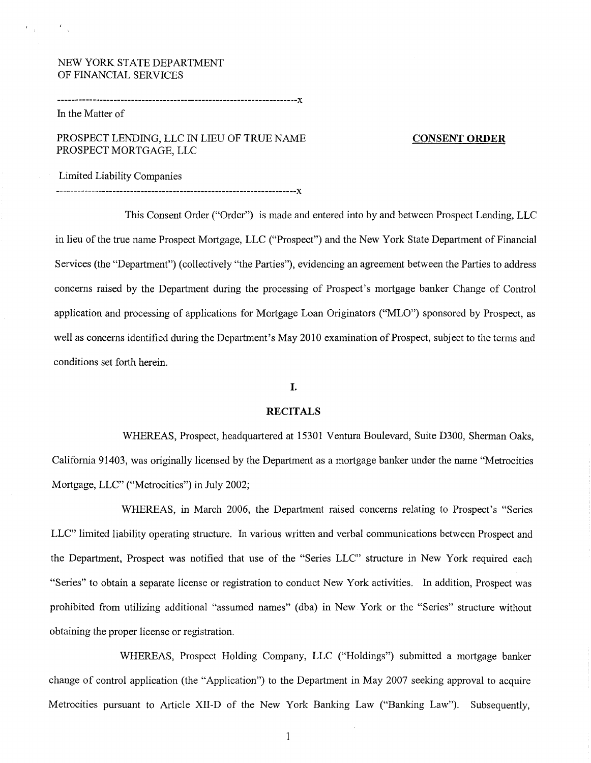NEW YORK STATE DEPARTMENT
OF FINANCIAL SERVICES

---------------------------------------------------------------------x

In the Matter of

PROSPECT LENDING, LLC IN LIEU OF TRUE NAME PROSPECT MORTGAGE, LLC

**CONSENT ORDER**

Limited Liability Companies

---------------------------------------------------------------------x

This Consent Order ("Order") is made and entered into by and between Prospect Lending, LLC in lieu of the true name Prospect Mortgage, LLC ("Prospect") and the New York State Department of Financial Services (the "Department") (collectively "the Parties"), evidencing an agreement between the Parties to address concerns raised by the Department during the processing of Prospect's mortgage banker Change of Control application and processing of applications for Mortgage Loan Originators ("MLO") sponsored by Prospect, as well as concerns identified during the Department's May 2010 examination of Prospect, subject to the terms and conditions set forth herein.

## I.

## RECITALS

WHEREAS, Prospect, headquartered at 15301 Ventura Boulevard, Suite D300, Sherman Oaks, California 91403, was originally licensed by the Department as a mortgage banker under the name "Metrocities Mortgage, LLC" ("Metrocities") in July 2002;

WHEREAS, in March 2006, the Department raised concerns relating to Prospect's "Series LLC" limited liability operating structure. In various written and verbal communications between Prospect and the Department, Prospect was notified that use of the "Series LLC" structure in New York required each "Series" to obtain a separate license or registration to conduct New York activities. In addition, Prospect was prohibited from utilizing additional "assumed names" (dba) in New York or the "Series" structure without obtaining the proper license or registration.

WHEREAS, Prospect Holding Company, LLC ("Holdings") submitted a mortgage banker change of control application (the "Application") to the Department in May 2007 seeking approval to acquire Metrocities pursuant to Article XII-D of the New York Banking Law ("Banking Law"). Subsequently,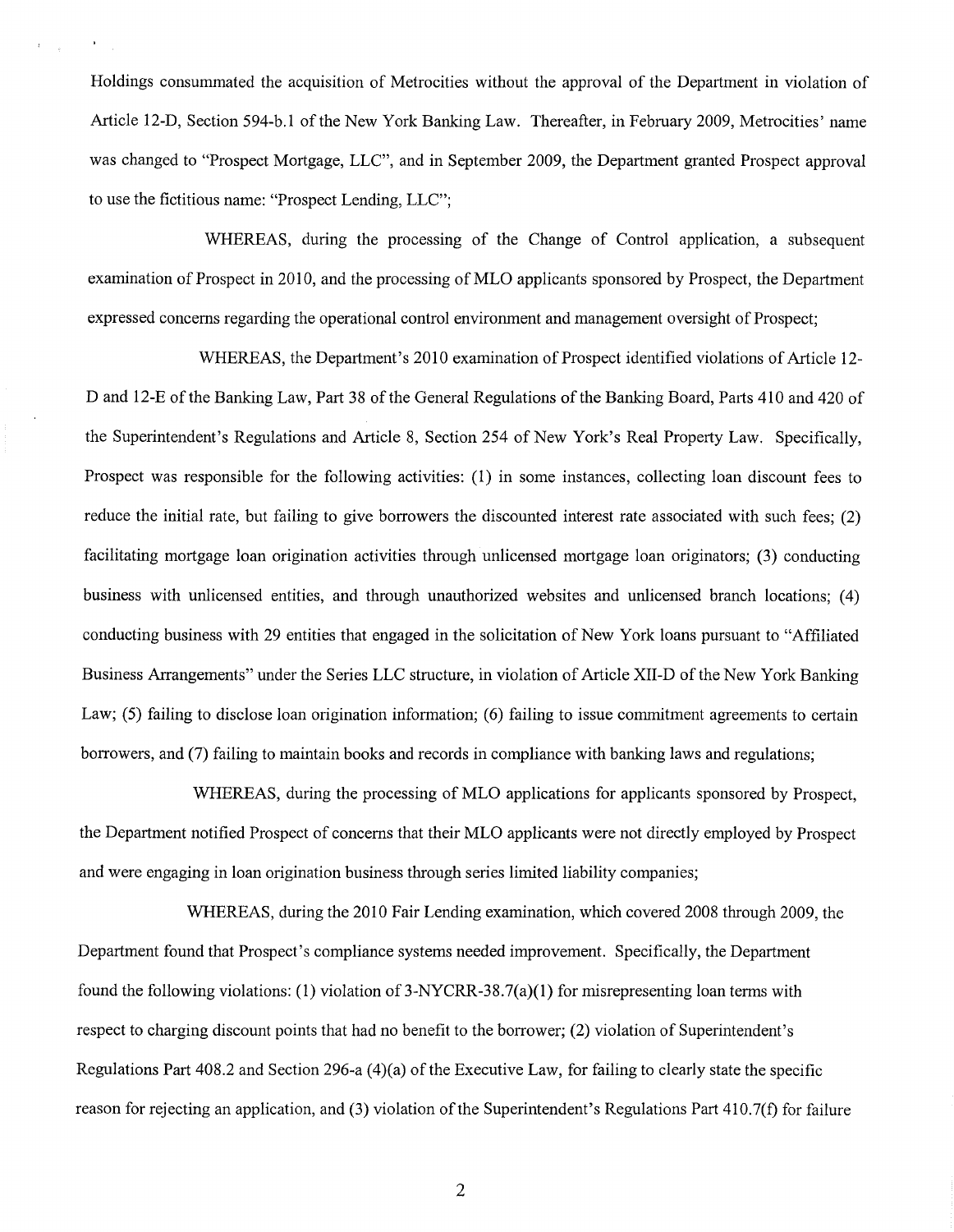Holdings consummated the acquisition of Metrocities without the approval of the Department in violation of Article 12-D, Section 594-b.1 of the New York Banking Law. Thereafter, in February 2009, Metrocities' name was changed to "Prospect Mortgage, LLC", and in September 2009, the Department granted Prospect approval to use the fictitious name: "Prospect Lending, LLC";

WHEREAS, during the processing of the Change of Control application, a subsequent examination of Prospect in 2010, and the processing of MLO applicants sponsored by Prospect, the Department expressed concerns regarding the operational control environment and management oversight of Prospect;

WHEREAS, the Department's 2010 examination of Prospect identified violations of Article 12-D and 12-E of the Banking Law, Part 38 of the General Regulations of the Banking Board, Parts 410 and 420 of the Superintendent's Regulations and Article 8, Section 254 of New York's Real Property Law. Specifically, Prospect was responsible for the following activities: (1) in some instances, collecting loan discount fees to reduce the initial rate, but failing to give borrowers the discounted interest rate associated with such fees; (2) facilitating mortgage loan origination activities through unlicensed mortgage loan originators; (3) conducting business with unlicensed entities, and through unauthorized websites and unlicensed branch locations; (4) conducting business with 29 entities that engaged in the solicitation of New York loans pursuant to "Affiliated Business Arrangements" under the Series LLC structure, in violation of Article XII-D of the New York Banking Law; (5) failing to disclose loan origination information; (6) failing to issue commitment agreements to certain borrowers, and (7) failing to maintain books and records in compliance with banking laws and regulations;

WHEREAS, during the processing of MLO applications for applicants sponsored by Prospect, the Department notified Prospect of concerns that their MLO applicants were not directly employed by Prospect and were engaging in loan origination business through series limited liability companies;

WHEREAS, during the 2010 Fair Lending examination, which covered 2008 through 2009, the Department found that Prospect's compliance systems needed improvement. Specifically, the Department found the following violations: (1) violation of 3-NYCRR-38.7(a)(1) for misrepresenting loan terms with respect to charging discount points that had no benefit to the borrower; (2) violation of Superintendent's Regulations Part 408.2 and Section 296-a (4)(a) of the Executive Law, for failing to clearly state the specific reason for rejecting an application, and (3) violation of the Superintendent's Regulations Part 410.7(f) for failure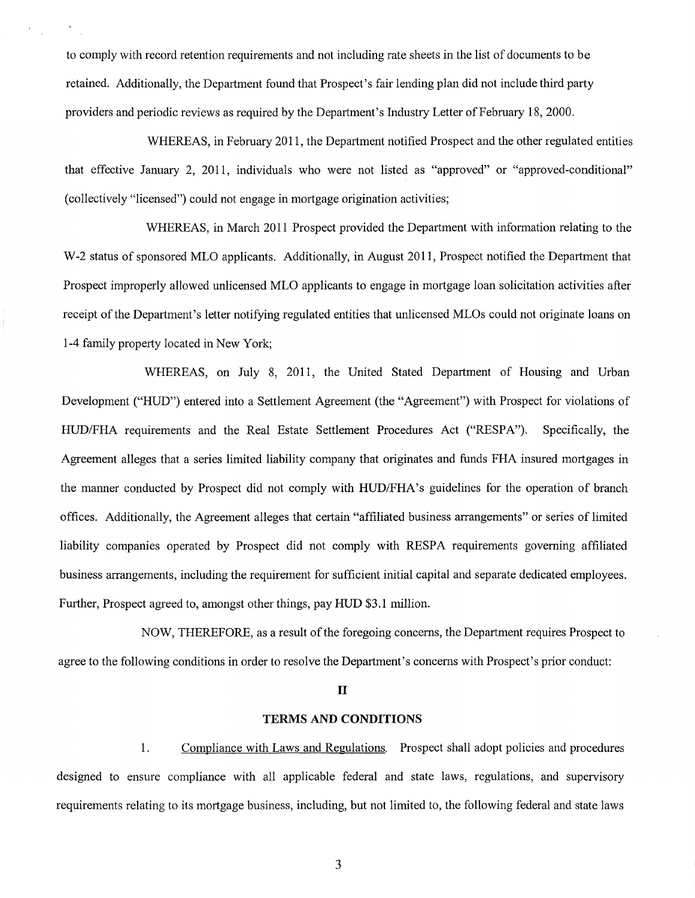to comply with record retention requirements and not including rate sheets in the list of documents to be retained. Additionally, the Department found that Prospect's fair lending plan did not include third party providers and periodic reviews as required by the Department's Industry Letter of February 18, 2000.

WHEREAS, in February 2011, the Department notified Prospect and the other regulated entities that effective January 2, 2011, individuals who were not listed as "approved" or "approved-conditional" (collectively "licensed") could not engage in mortgage origination activities;

WHEREAS, in March 2011 Prospect provided the Department with information relating to the W-2 status of sponsored MLO applicants. Additionally, in August 2011, Prospect notified the Department that Prospect improperly allowed unlicensed MLO applicants to engage in mortgage loan solicitation activities after receipt of the Department's letter notifying regulated entities that unlicensed MLOs could not originate loans on 1-4 family property located in New York;

WHEREAS, on July 8, 2011, the United Stated Department of Housing and Urban Development ("HUD") entered into a Settlement Agreement (the "Agreement") with Prospect for violations of HUD/FHA requirements and the Real Estate Settlement Procedures Act ("RESPA"). Specifically, the Agreement alleges that a series limited liability company that originates and funds FHA insured mortgages in the manner conducted by Prospect did not comply with HUD/FHA's guidelines for the operation of branch offices. Additionally, the Agreement alleges that certain "affiliated business arrangements" or series of limited liability companies operated by Prospect did not comply with RESPA requirements governing affiliated business arrangements, including the requirement for sufficient initial capital and separate dedicated employees. Further, Prospect agreed to, amongst other things, pay HUD $3.1 million.

NOW, THEREFORE, as a result of the foregoing concerns, the Department requires Prospect to agree to the following conditions in order to resolve the Department's concerns with Prospect's prior conduct:

## II

## TERMS AND CONDITIONS

1. Compliance with Laws and Regulations. Prospect shall adopt policies and procedures designed to ensure compliance with all applicable federal and state laws, regulations, and supervisory requirements relating to its mortgage business, including, but not limited to, the following federal and state laws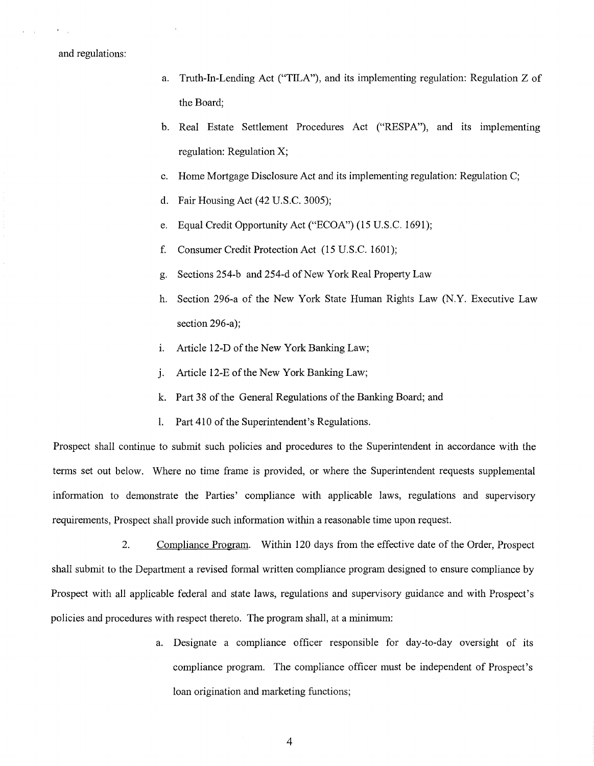and regulations:

a. Truth-In-Lending Act ("TILA"), and its implementing regulation: Regulation Z of the Board;

b. Real Estate Settlement Procedures Act ("RESPA"), and its implementing regulation: Regulation X;

c. Home Mortgage Disclosure Act and its implementing regulation: Regulation C;

d. Fair Housing Act (42 U.S.C. 3005);

e. Equal Credit Opportunity Act ("ECOA") (15 U.S.C. 1691);

f. Consumer Credit Protection Act (15 U.S.C. 1601);

g. Sections 254-b and 254-d of New York Real Property Law

h. Section 296-a of the New York State Human Rights Law (N.Y. Executive Law section 296-a);

i. Article 12-D of the New York Banking Law;

j. Article 12-E of the New York Banking Law;

k. Part 38 of the General Regulations of the Banking Board; and

l. Part 410 of the Superintendent's Regulations.

Prospect shall continue to submit such policies and procedures to the Superintendent in accordance with the terms set out below. Where no time frame is provided, or where the Superintendent requests supplemental information to demonstrate the Parties' compliance with applicable laws, regulations and supervisory requirements, Prospect shall provide such information within a reasonable time upon request.

2. Compliance Program. Within 120 days from the effective date of the Order, Prospect shall submit to the Department a revised formal written compliance program designed to ensure compliance by Prospect with all applicable federal and state laws, regulations and supervisory guidance and with Prospect's policies and procedures with respect thereto. The program shall, at a minimum:

a. Designate a compliance officer responsible for day-to-day oversight of its compliance program. The compliance officer must be independent of Prospect's loan origination and marketing functions;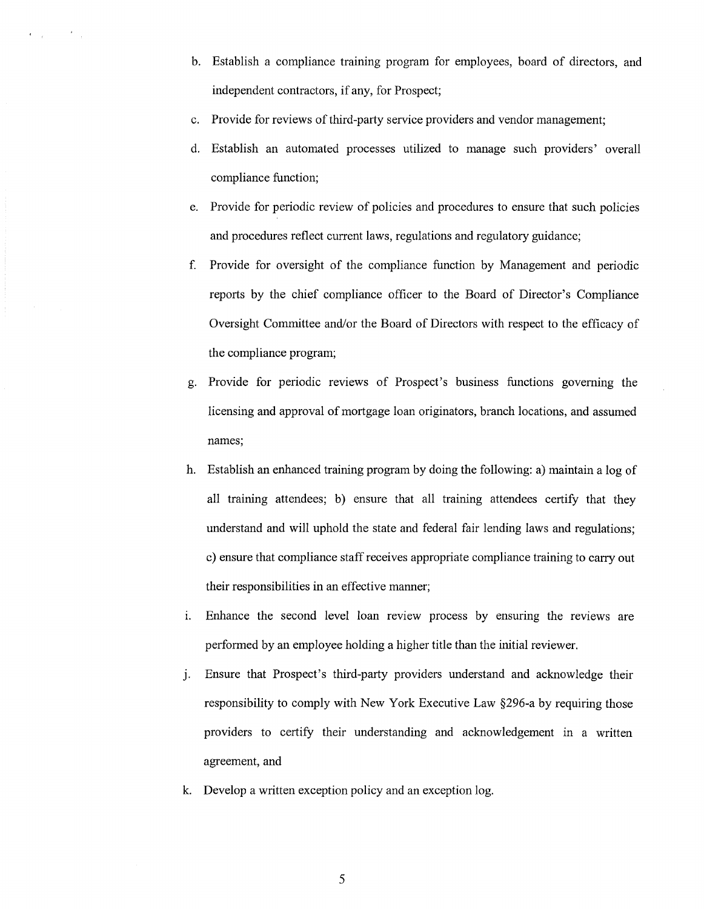b. Establish a compliance training program for employees, board of directors, and independent contractors, if any, for Prospect;

c. Provide for reviews of third-party service providers and vendor management;

d. Establish an automated processes utilized to manage such providers' overall compliance function;

e. Provide for periodic review of policies and procedures to ensure that such policies and procedures reflect current laws, regulations and regulatory guidance;

f. Provide for oversight of the compliance function by Management and periodic reports by the chief compliance officer to the Board of Director's Compliance Oversight Committee and/or the Board of Directors with respect to the efficacy of the compliance program;

g. Provide for periodic reviews of Prospect's business functions governing the licensing and approval of mortgage loan originators, branch locations, and assumed names;

h. Establish an enhanced training program by doing the following: a) maintain a log of all training attendees; b) ensure that all training attendees certify that they understand and will uphold the state and federal fair lending laws and regulations; c) ensure that compliance staff receives appropriate compliance training to carry out their responsibilities in an effective manner;

i. Enhance the second level loan review process by ensuring the reviews are performed by an employee holding a higher title than the initial reviewer.

j. Ensure that Prospect's third-party providers understand and acknowledge their responsibility to comply with New York Executive Law §296-a by requiring those providers to certify their understanding and acknowledgement in a written agreement, and

k. Develop a written exception policy and an exception log.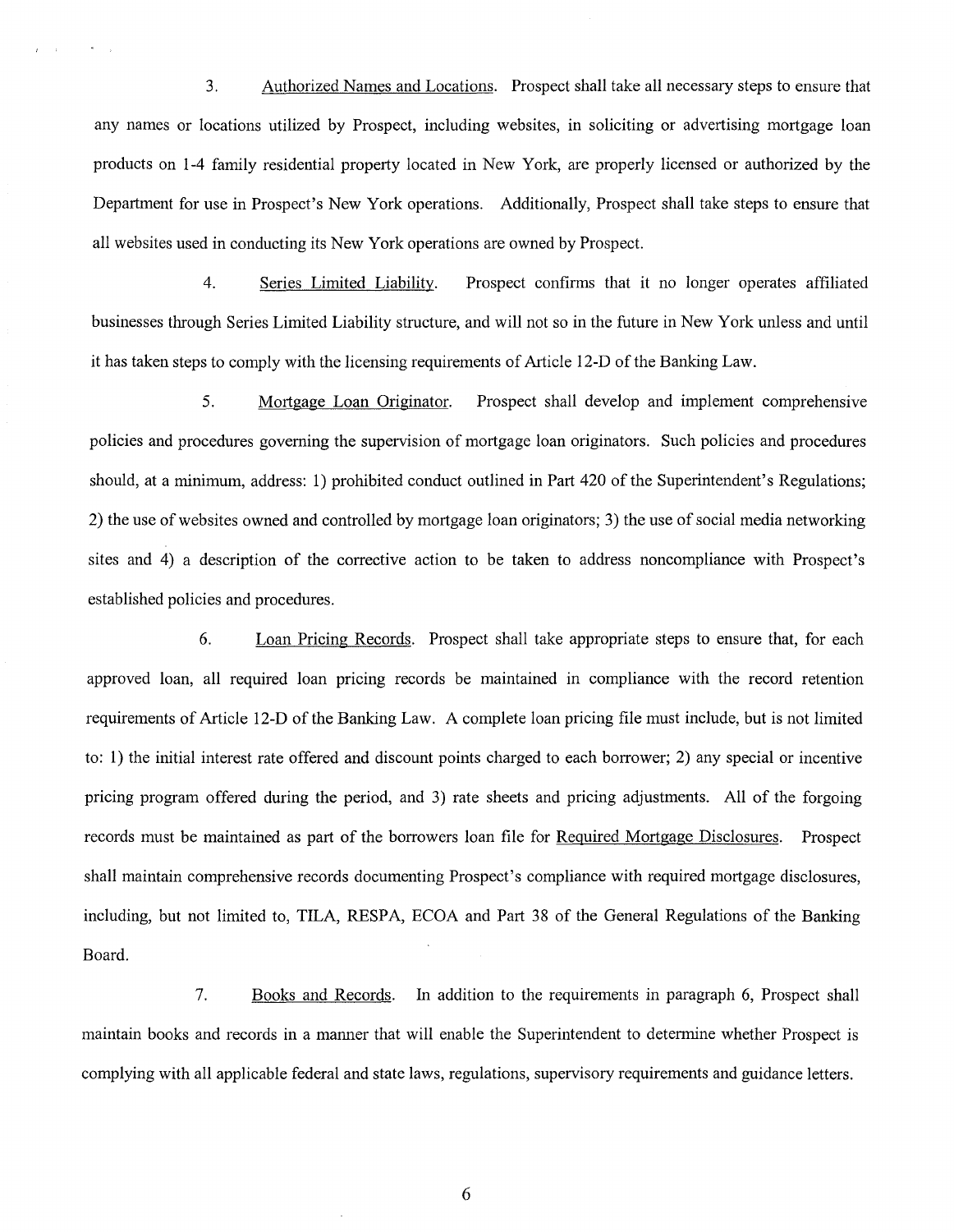3. Authorized Names and Locations. Prospect shall take all necessary steps to ensure that any names or locations utilized by Prospect, including websites, in soliciting or advertising mortgage loan products on 1-4 family residential property located in New York, are properly licensed or authorized by the Department for use in Prospect's New York operations. Additionally, Prospect shall take steps to ensure that all websites used in conducting its New York operations are owned by Prospect.

4. Series Limited Liability. Prospect confirms that it no longer operates affiliated businesses through Series Limited Liability structure, and will not so in the future in New York unless and until it has taken steps to comply with the licensing requirements of Article 12-D of the Banking Law.

5. Mortgage Loan Originator. Prospect shall develop and implement comprehensive policies and procedures governing the supervision of mortgage loan originators. Such policies and procedures should, at a minimum, address: 1) prohibited conduct outlined in Part 420 of the Superintendent's Regulations; 2) the use of websites owned and controlled by mortgage loan originators; 3) the use of social media networking sites and 4) a description of the corrective action to be taken to address noncompliance with Prospect's established policies and procedures.

6. Loan Pricing Records. Prospect shall take appropriate steps to ensure that, for each approved loan, all required loan pricing records be maintained in compliance with the record retention requirements of Article 12-D of the Banking Law. A complete loan pricing file must include, but is not limited to: 1) the initial interest rate offered and discount points charged to each borrower; 2) any special or incentive pricing program offered during the period, and 3) rate sheets and pricing adjustments. All of the forgoing records must be maintained as part of the borrowers loan file for Required Mortgage Disclosures. Prospect shall maintain comprehensive records documenting Prospect's compliance with required mortgage disclosures, including, but not limited to, TILA, RESPA, ECOA and Part 38 of the General Regulations of the Banking Board.

7. Books and Records. In addition to the requirements in paragraph 6, Prospect shall maintain books and records in a manner that will enable the Superintendent to determine whether Prospect is complying with all applicable federal and state laws, regulations, supervisory requirements and guidance letters.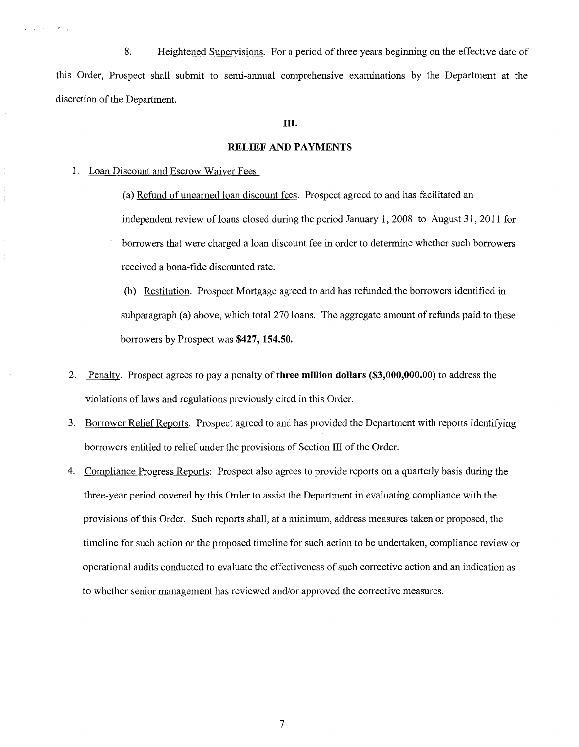8. <u>Heightened Supervisions</u>. For a period of three years beginning on the effective date of this Order, Prospect shall submit to semi-annual comprehensive examinations by the Department at the discretion of the Department.

## III.

## RELIEF AND PAYMENTS

1. <u>Loan Discount and Escrow Waiver Fees</u>

   (a) <u>Refund of unearned loan discount fees</u>. Prospect agreed to and has facilitated an independent review of loans closed during the period January 1, 2008 to August 31, 2011 for borrowers that were charged a loan discount fee in order to determine whether such borrowers received a bona-fide discounted rate.

   (b) <u>Restitution</u>. Prospect Mortgage agreed to and has refunded the borrowers identified in subparagraph (a) above, which total 270 loans. The aggregate amount of refunds paid to these borrowers by Prospect was **$427, 154.50.**

2. <u>Penalty</u>. Prospect agrees to pay a penalty of **three million dollars ($3,000,000.00)** to address the violations of laws and regulations previously cited in this Order.

3. <u>Borrower Relief Reports</u>. Prospect agreed to and has provided the Department with reports identifying borrowers entitled to relief under the provisions of Section III of the Order.

4. <u>Compliance Progress Reports</u>: Prospect also agrees to provide reports on a quarterly basis during the three-year period covered by this Order to assist the Department in evaluating compliance with the provisions of this Order. Such reports shall, at a minimum, address measures taken or proposed, the timeline for such action or the proposed timeline for such action to be undertaken, compliance review or operational audits conducted to evaluate the effectiveness of such corrective action and an indication as to whether senior management has reviewed and/or approved the corrective measures.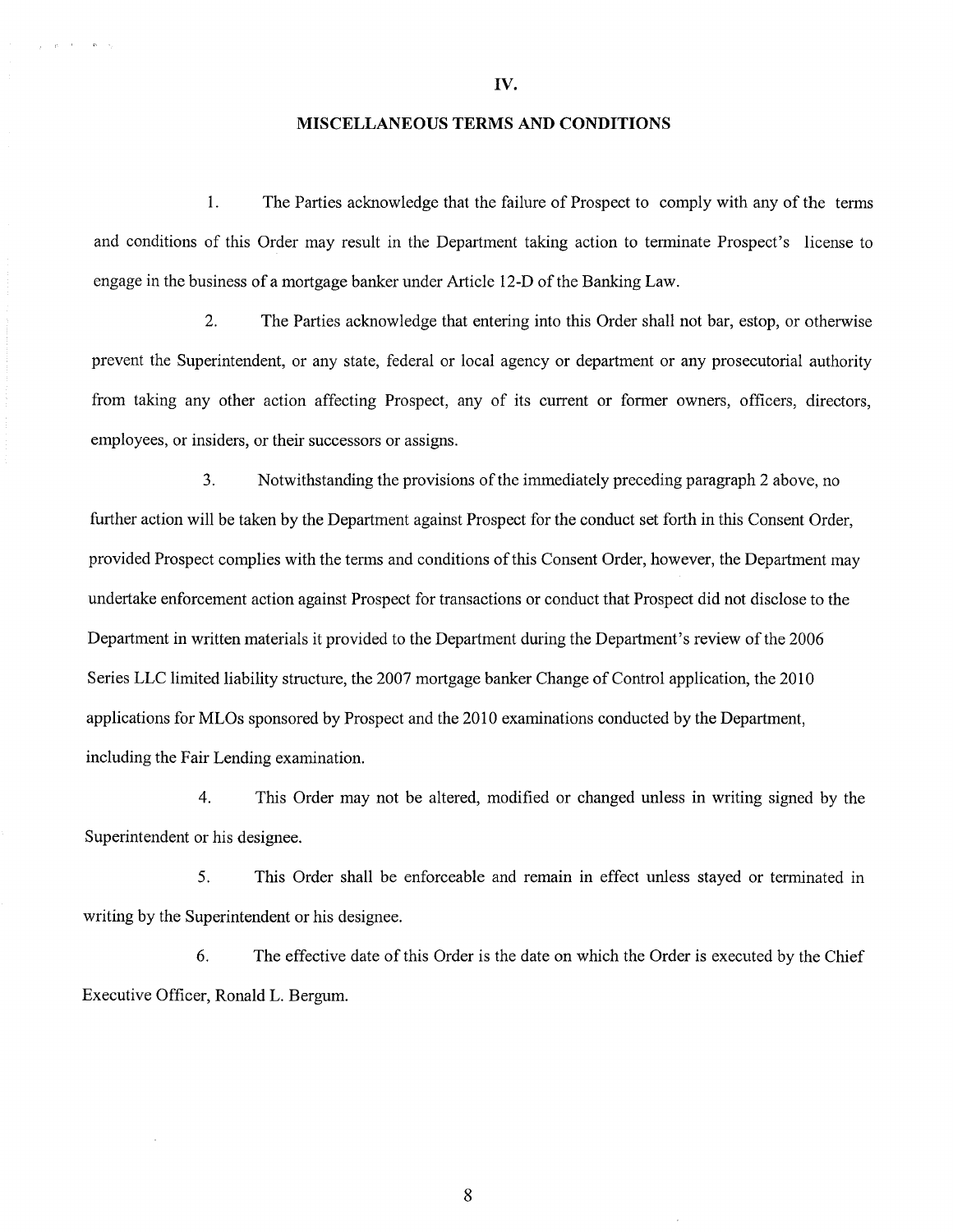## IV.

## MISCELLANEOUS TERMS AND CONDITIONS

1. The Parties acknowledge that the failure of Prospect to comply with any of the terms and conditions of this Order may result in the Department taking action to terminate Prospect's license to engage in the business of a mortgage banker under Article 12-D of the Banking Law.

2. The Parties acknowledge that entering into this Order shall not bar, estop, or otherwise prevent the Superintendent, or any state, federal or local agency or department or any prosecutorial authority from taking any other action affecting Prospect, any of its current or former owners, officers, directors, employees, or insiders, or their successors or assigns.

3. Notwithstanding the provisions of the immediately preceding paragraph 2 above, no further action will be taken by the Department against Prospect for the conduct set forth in this Consent Order, provided Prospect complies with the terms and conditions of this Consent Order, however, the Department may undertake enforcement action against Prospect for transactions or conduct that Prospect did not disclose to the Department in written materials it provided to the Department during the Department's review of the 2006 Series LLC limited liability structure, the 2007 mortgage banker Change of Control application, the 2010 applications for MLOs sponsored by Prospect and the 2010 examinations conducted by the Department, including the Fair Lending examination.

4. This Order may not be altered, modified or changed unless in writing signed by the Superintendent or his designee.

5. This Order shall be enforceable and remain in effect unless stayed or terminated in writing by the Superintendent or his designee.

6. The effective date of this Order is the date on which the Order is executed by the Chief Executive Officer, Ronald L. Bergum.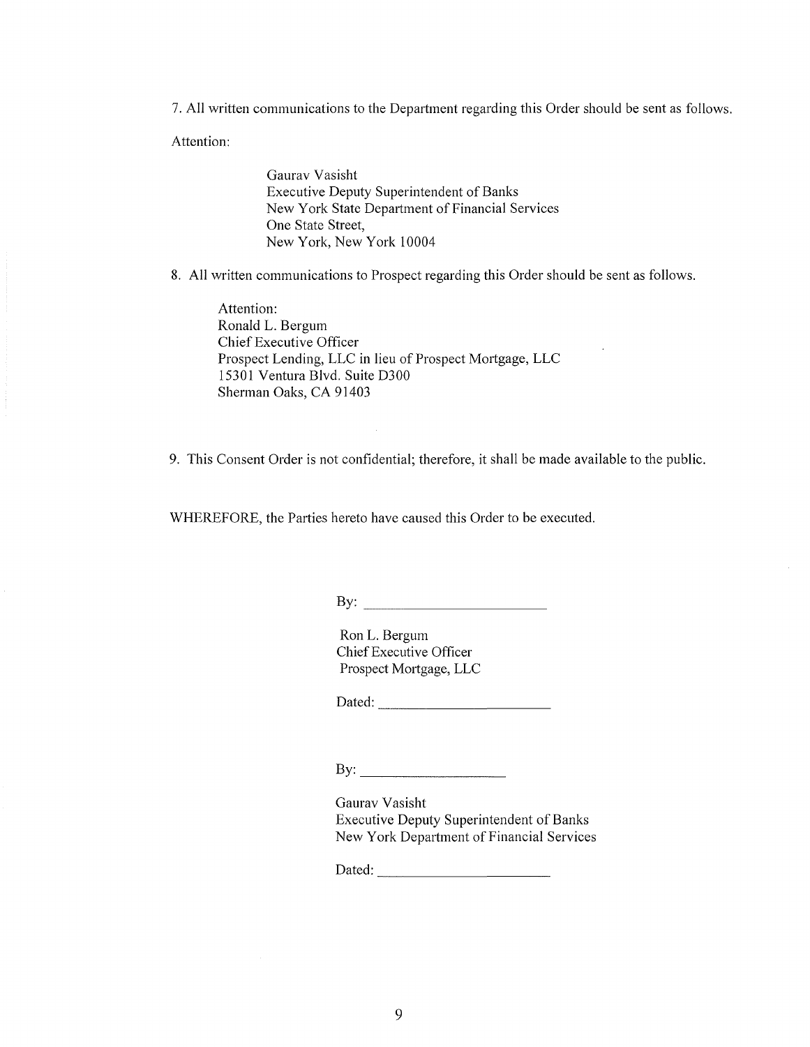7. All written communications to the Department regarding this Order should be sent as follows.

Attention:

> Gaurav Vasisht
> Executive Deputy Superintendent of Banks
> New York State Department of Financial Services
> One State Street,
> New York, New York 10004

8. All written communications to Prospect regarding this Order should be sent as follows.

> Attention:
> Ronald L. Bergum
> Chief Executive Officer
> Prospect Lending, LLC in lieu of Prospect Mortgage, LLC
> 15301 Ventura Blvd. Suite D300
> Sherman Oaks, CA 91403

9. This Consent Order is not confidential; therefore, it shall be made available to the public.

WHEREFORE, the Parties hereto have caused this Order to be executed.

By: ________________________

Ron L. Bergum
Chief Executive Officer
Prospect Mortgage, LLC

Dated: ________________________

By: ____________________

Gaurav Vasisht
Executive Deputy Superintendent of Banks
New York Department of Financial Services

Dated: ________________________